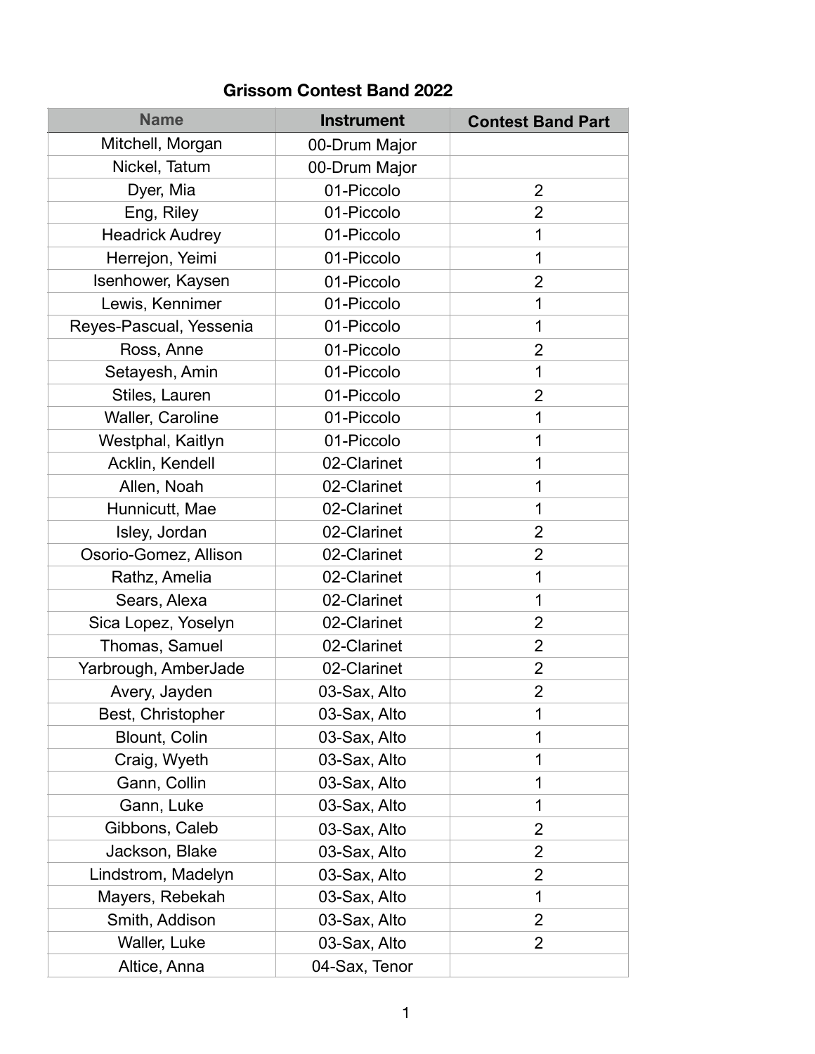## Grissom Contest Band 2022

| Name | Instrument | Contest Band Part |
|---|---|---|
| Mitchell, Morgan | 00-Drum Major | |
| Nickel, Tatum | 00-Drum Major | |
| Dyer, Mia | 01-Piccolo | 2 |
| Eng, Riley | 01-Piccolo | 2 |
| Headrick Audrey | 01-Piccolo | 1 |
| Herrejon, Yeimi | 01-Piccolo | 1 |
| Isenhower, Kaysen | 01-Piccolo | 2 |
| Lewis, Kennimer | 01-Piccolo | 1 |
| Reyes-Pascual, Yessenia | 01-Piccolo | 1 |
| Ross, Anne | 01-Piccolo | 2 |
| Setayesh, Amin | 01-Piccolo | 1 |
| Stiles, Lauren | 01-Piccolo | 2 |
| Waller, Caroline | 01-Piccolo | 1 |
| Westphal, Kaitlyn | 01-Piccolo | 1 |
| Acklin, Kendell | 02-Clarinet | 1 |
| Allen, Noah | 02-Clarinet | 1 |
| Hunnicutt, Mae | 02-Clarinet | 1 |
| Isley, Jordan | 02-Clarinet | 2 |
| Osorio-Gomez, Allison | 02-Clarinet | 2 |
| Rathz, Amelia | 02-Clarinet | 1 |
| Sears, Alexa | 02-Clarinet | 1 |
| Sica Lopez, Yoselyn | 02-Clarinet | 2 |
| Thomas, Samuel | 02-Clarinet | 2 |
| Yarbrough, AmberJade | 02-Clarinet | 2 |
| Avery, Jayden | 03-Sax, Alto | 2 |
| Best, Christopher | 03-Sax, Alto | 1 |
| Blount, Colin | 03-Sax, Alto | 1 |
| Craig, Wyeth | 03-Sax, Alto | 1 |
| Gann, Collin | 03-Sax, Alto | 1 |
| Gann, Luke | 03-Sax, Alto | 1 |
| Gibbons, Caleb | 03-Sax, Alto | 2 |
| Jackson, Blake | 03-Sax, Alto | 2 |
| Lindstrom, Madelyn | 03-Sax, Alto | 2 |
| Mayers, Rebekah | 03-Sax, Alto | 1 |
| Smith, Addison | 03-Sax, Alto | 2 |
| Waller, Luke | 03-Sax, Alto | 2 |
| Altice, Anna | 04-Sax, Tenor | |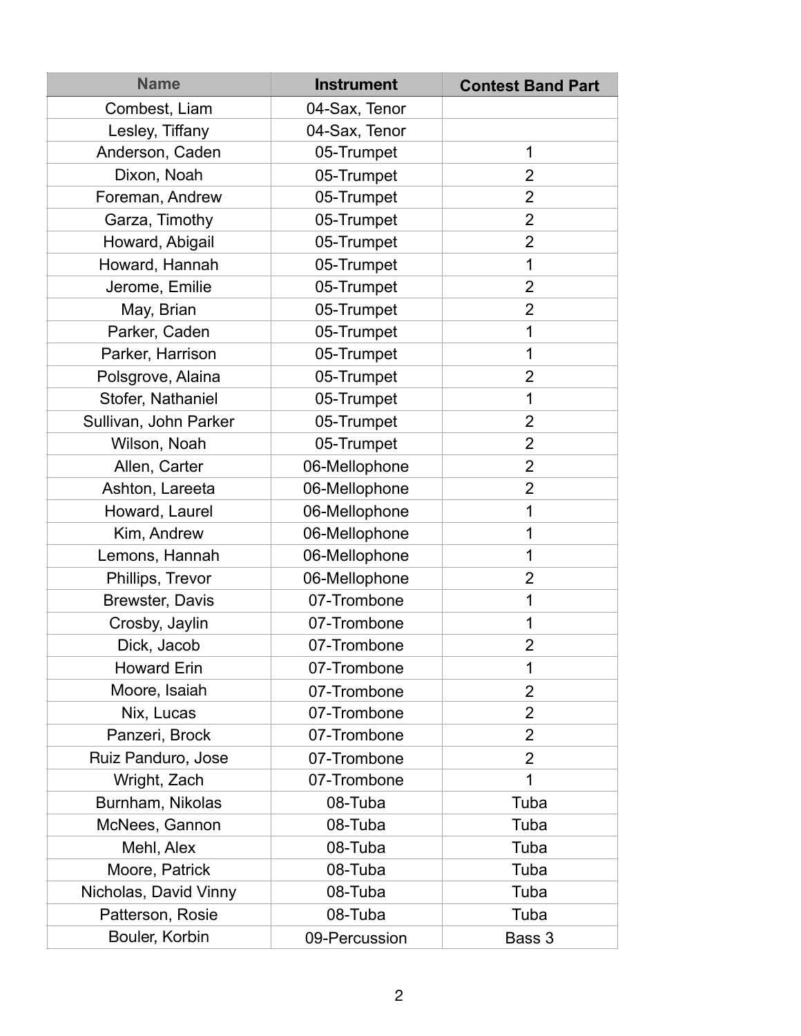| Name | Instrument | Contest Band Part |
|---|---|---|
| Combest, Liam | 04-Sax, Tenor | |
| Lesley, Tiffany | 04-Sax, Tenor | |
| Anderson, Caden | 05-Trumpet | 1 |
| Dixon, Noah | 05-Trumpet | 2 |
| Foreman, Andrew | 05-Trumpet | 2 |
| Garza, Timothy | 05-Trumpet | 2 |
| Howard, Abigail | 05-Trumpet | 2 |
| Howard, Hannah | 05-Trumpet | 1 |
| Jerome, Emilie | 05-Trumpet | 2 |
| May, Brian | 05-Trumpet | 2 |
| Parker, Caden | 05-Trumpet | 1 |
| Parker, Harrison | 05-Trumpet | 1 |
| Polsgrove, Alaina | 05-Trumpet | 2 |
| Stofer, Nathaniel | 05-Trumpet | 1 |
| Sullivan, John Parker | 05-Trumpet | 2 |
| Wilson, Noah | 05-Trumpet | 2 |
| Allen, Carter | 06-Mellophone | 2 |
| Ashton, Lareeta | 06-Mellophone | 2 |
| Howard, Laurel | 06-Mellophone | 1 |
| Kim, Andrew | 06-Mellophone | 1 |
| Lemons, Hannah | 06-Mellophone | 1 |
| Phillips, Trevor | 06-Mellophone | 2 |
| Brewster, Davis | 07-Trombone | 1 |
| Crosby, Jaylin | 07-Trombone | 1 |
| Dick, Jacob | 07-Trombone | 2 |
| Howard Erin | 07-Trombone | 1 |
| Moore, Isaiah | 07-Trombone | 2 |
| Nix, Lucas | 07-Trombone | 2 |
| Panzeri, Brock | 07-Trombone | 2 |
| Ruiz Panduro, Jose | 07-Trombone | 2 |
| Wright, Zach | 07-Trombone | 1 |
| Burnham, Nikolas | 08-Tuba | Tuba |
| McNees, Gannon | 08-Tuba | Tuba |
| Mehl, Alex | 08-Tuba | Tuba |
| Moore, Patrick | 08-Tuba | Tuba |
| Nicholas, David Vinny | 08-Tuba | Tuba |
| Patterson, Rosie | 08-Tuba | Tuba |
| Bouler, Korbin | 09-Percussion | Bass 3 |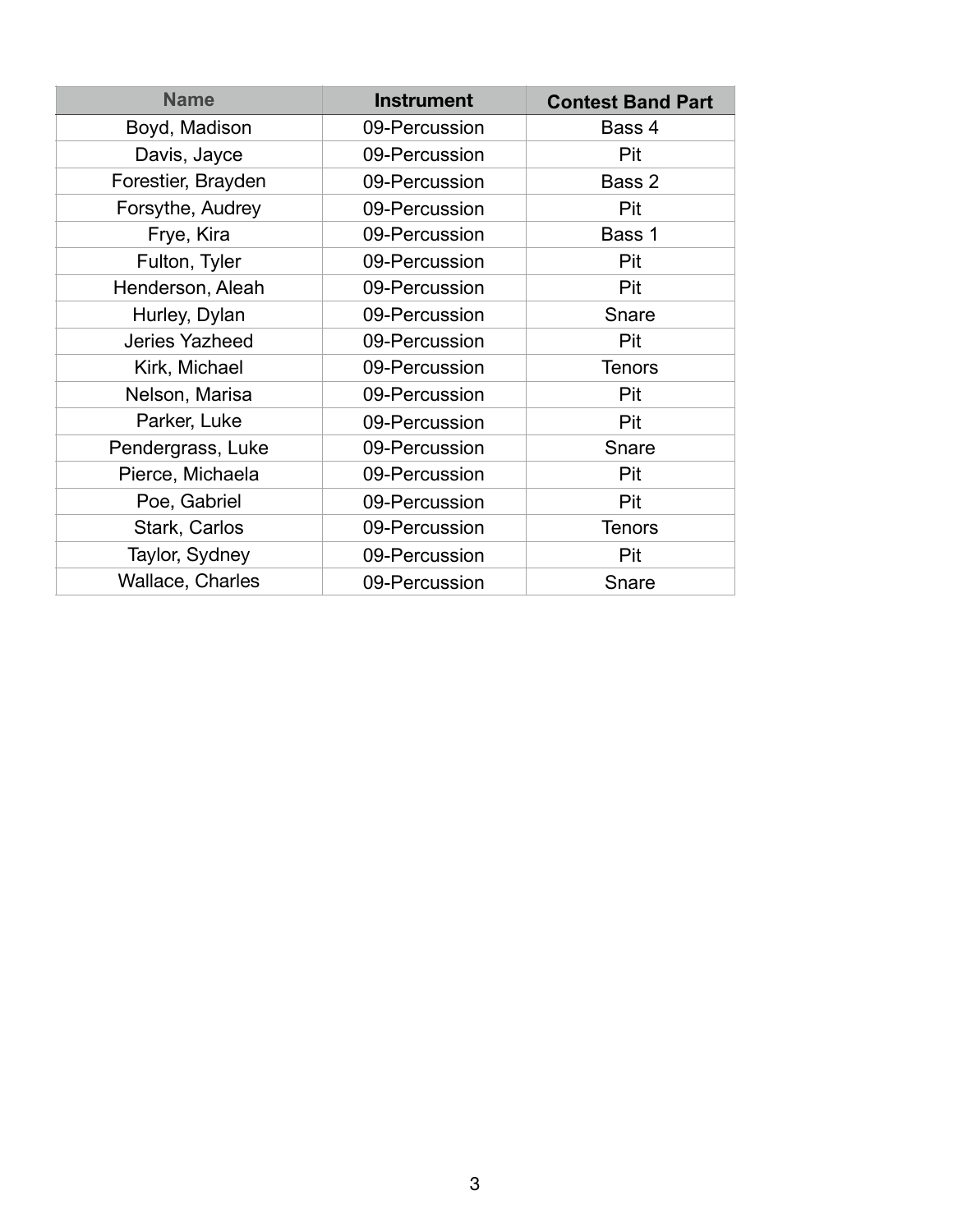| Name | Instrument | Contest Band Part |
| --- | --- | --- |
| Boyd, Madison | 09-Percussion | Bass 4 |
| Davis, Jayce | 09-Percussion | Pit |
| Forestier, Brayden | 09-Percussion | Bass 2 |
| Forsythe, Audrey | 09-Percussion | Pit |
| Frye, Kira | 09-Percussion | Bass 1 |
| Fulton, Tyler | 09-Percussion | Pit |
| Henderson, Aleah | 09-Percussion | Pit |
| Hurley, Dylan | 09-Percussion | Snare |
| Jeries Yazheed | 09-Percussion | Pit |
| Kirk, Michael | 09-Percussion | Tenors |
| Nelson, Marisa | 09-Percussion | Pit |
| Parker, Luke | 09-Percussion | Pit |
| Pendergrass, Luke | 09-Percussion | Snare |
| Pierce, Michaela | 09-Percussion | Pit |
| Poe, Gabriel | 09-Percussion | Pit |
| Stark, Carlos | 09-Percussion | Tenors |
| Taylor, Sydney | 09-Percussion | Pit |
| Wallace, Charles | 09-Percussion | Snare |